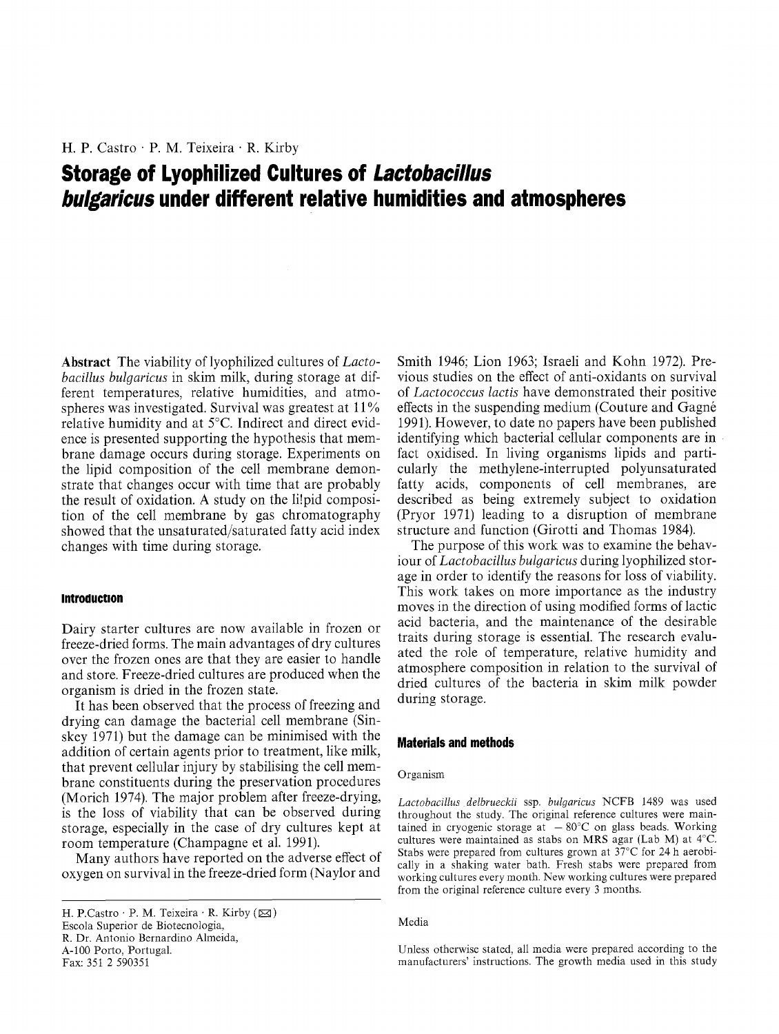H. P. Castro · P. M. Teixeira · R. Kirby

# Storage of Lyophilized Cultures of *Lactobacillus bulgaricus* under different relative humidities and atmospheres

**Abstract** The viability of lyophilized cultures of *Lactobacillus bulgaricus* in skim milk, during storage at different temperatures, relative humidities, and atmospheres was investigated. Survival was greatest at 11% relative humidity and at 5°C. Indirect and direct evidence is presented supporting the hypothesis that membrane damage occurs during storage. Experiments on the lipid composition of the cell membrane demonstrate that changes occur with time that are probably the result of oxidation. A study on the li!pid composition of the cell membrane by gas chromatography showed that the unsaturated/saturated fatty acid index changes with time during storage.

## Introduction

Dairy starter cultures are now available in frozen or freeze-dried forms. The main advantages of dry cultures over the frozen ones are that they are easier to handle and store. Freeze-dried cultures are produced when the organism is dried in the frozen state.

It has been observed that the process of freezing and drying can damage the bacterial cell membrane (Sinskey 1971) but the damage can be minimised with the addition of certain agents prior to treatment, like milk, that prevent cellular injury by stabilising the cell membrane constituents during the preservation procedures (Morich 1974). The major problem after freeze-drying, is the loss of viability that can be observed during storage, especially in the case of dry cultures kept at room temperature (Champagne et al. 1991).

Many authors have reported on the adverse effect of oxygen on survival in the freeze-dried form (Naylor and Smith 1946; Lion 1963; Israeli and Kohn 1972). Previous studies on the effect of anti-oxidants on survival of *Lactococcus lactis* have demonstrated their positive effects in the suspending medium (Couture and Gagné 1991). However, to date no papers have been published identifying which bacterial cellular components are in fact oxidised. In living organisms lipids and particularly the methylene-interrupted polyunsaturated fatty acids, components of cell membranes, are described as being extremely subject to oxidation (Pryor 1971) leading to a disruption of membrane structure and function (Girotti and Thomas 1984).

The purpose of this work was to examine the behaviour of *Lactobacillus bulgaricus* during lyophilized storage in order to identify the reasons for loss of viability. This work takes on more importance as the industry moves in the direction of using modified forms of lactic acid bacteria, and the maintenance of the desirable traits during storage is essential. The research evaluated the role of temperature, relative humidity and atmosphere composition in relation to the survival of dried cultures of the bacteria in skim milk powder during storage.

## Materials and methods

### Organism

*Lactobacillus delbrueckii* ssp. *bulgaricus* NCFB 1489 was used throughout the study. The original reference cultures were maintained in cryogenic storage at −80°C on glass beads. Working cultures were maintained as stabs on MRS agar (Lab M) at 4°C. Stabs were prepared from cultures grown at 37°C for 24 h aerobically in a shaking water bath. Fresh stabs were prepared from working cultures every month. New working cultures were prepared from the original reference culture every 3 months.

### Media

Unless otherwise stated, all media were prepared according to the manufacturers' instructions. The growth media used in this study

---

H. P.Castro · P. M. Teixeira · R. Kirby (✉)
Escola Superior de Biotecnologia,
R. Dr. Antonio Bernardino Almeida,
A-100 Porto, Portugal.
Fax: 351 2 590351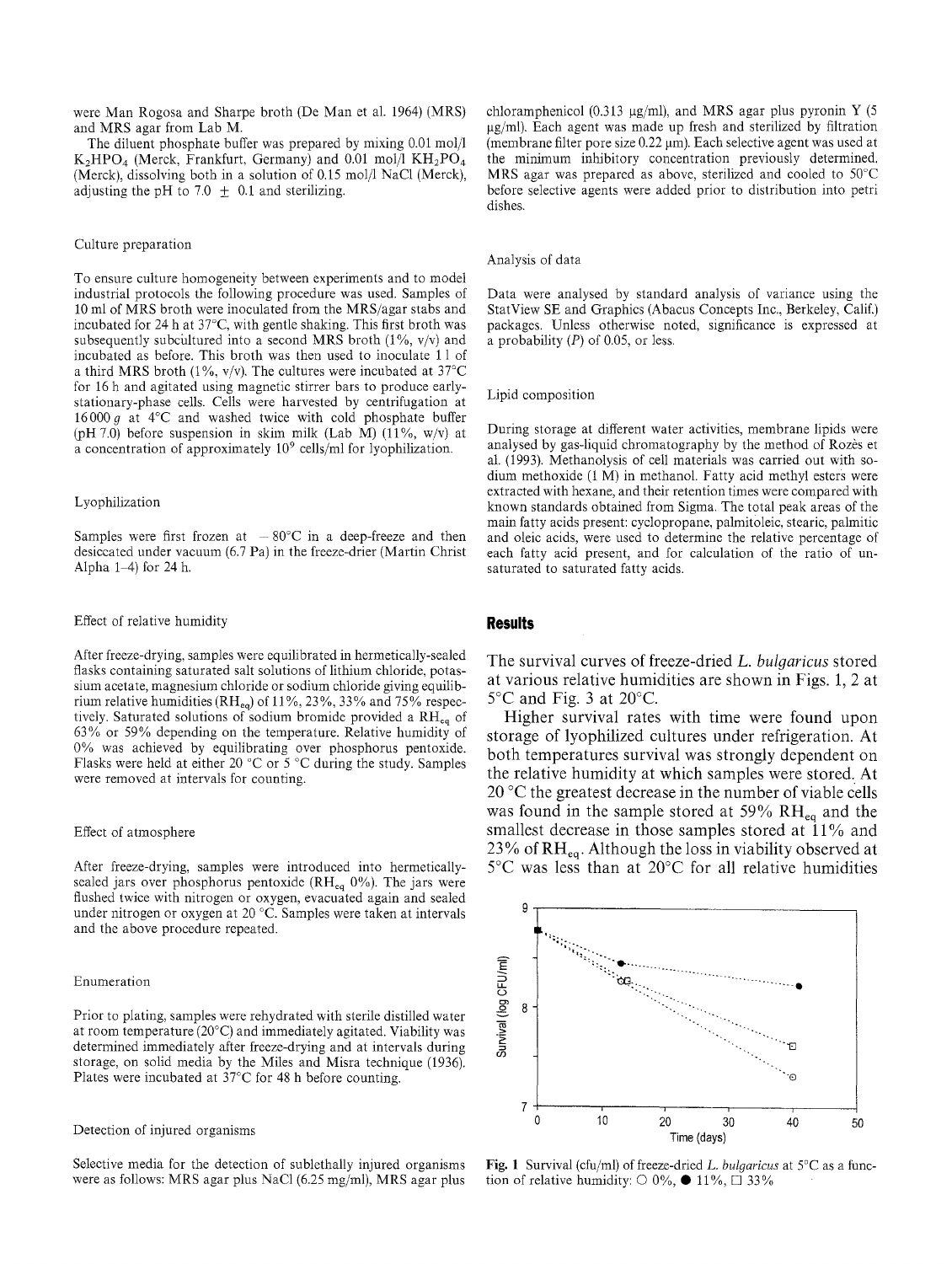were Man Rogosa and Sharpe broth (De Man et al. 1964) (MRS) and MRS agar from Lab M.

The diluent phosphate buffer was prepared by mixing 0.01 mol/l $K_2HPO_4$ (Merck, Frankfurt, Germany) and 0.01 mol/l $KH_2PO_4$ (Merck), dissolving both in a solution of 0.15 mol/l NaCl (Merck), adjusting the pH to 7.0 ± 0.1 and sterilizing.

### Culture preparation

To ensure culture homogeneity between experiments and to model industrial protocols the following procedure was used. Samples of 10 ml of MRS broth were inoculated from the MRS/agar stabs and incubated for 24 h at 37°C, with gentle shaking. This first broth was subsequently subcultured into a second MRS broth (1%, v/v) and incubated as before. This broth was then used to inoculate 1 l of a third MRS broth (1%, v/v). The cultures were incubated at 37°C for 16 h and agitated using magnetic stirrer bars to produce early-stationary-phase cells. Cells were harvested by centrifugation at 16000 *g* at 4°C and washed twice with cold phosphate buffer (pH 7.0) before suspension in skim milk (Lab M) (11%, w/v) at a concentration of approximately $10^9$ cells/ml for lyophilization.

### Lyophilization

Samples were first frozen at −80°C in a deep-freeze and then desiccated under vacuum (6.7 Pa) in the freeze-drier (Martin Christ Alpha 1–4) for 24 h.

### Effect of relative humidity

After freeze-drying, samples were equilibrated in hermetically-sealed flasks containing saturated salt solutions of lithium chloride, potassium acetate, magnesium chloride or sodium chloride giving equilibrium relative humidities ($RH_{eq}$) of 11%, 23%, 33% and 75% respectively. Saturated solutions of sodium bromide provided a $RH_{eq}$ of 63% or 59% depending on the temperature. Relative humidity of 0% was achieved by equilibrating over phosphorus pentoxide. Flasks were held at either 20 °C or 5 °C during the study. Samples were removed at intervals for counting.

### Effect of atmosphere

After freeze-drying, samples were introduced into hermetically-sealed jars over phosphorus pentoxide ($RH_{eq}$ 0%). The jars were flushed twice with nitrogen or oxygen, evacuated again and sealed under nitrogen or oxygen at 20 °C. Samples were taken at intervals and the above procedure repeated.

### Enumeration

Prior to plating, samples were rehydrated with sterile distilled water at room temperature (20°C) and immediately agitated. Viability was determined immediately after freeze-drying and at intervals during storage, on solid media by the Miles and Misra technique (1936). Plates were incubated at 37°C for 48 h before counting.

### Detection of injured organisms

Selective media for the detection of sublethally injured organisms were as follows: MRS agar plus NaCl (6.25 mg/ml), MRS agar plus chloramphenicol (0.313 μg/ml), and MRS agar plus pyronin Y (5 μg/ml). Each agent was made up fresh and sterilized by filtration (membrane filter pore size 0.22 μm). Each selective agent was used at the minimum inhibitory concentration previously determined. MRS agar was prepared as above, sterilized and cooled to 50°C before selective agents were added prior to distribution into petri dishes.

### Analysis of data

Data were analysed by standard analysis of variance using the StatView SE and Graphics (Abacus Concepts Inc., Berkeley, Calif.) packages. Unless otherwise noted, significance is expressed at a probability (*P*) of 0.05, or less.

### Lipid composition

During storage at different water activities, membrane lipids were analysed by gas-liquid chromatography by the method of Rozès et al. (1993). Methanolysis of cell materials was carried out with sodium methoxide (1 M) in methanol. Fatty acid methyl esters were extracted with hexane, and their retention times were compared with known standards obtained from Sigma. The total peak areas of the main fatty acids present: cyclopropane, palmitoleic, stearic, palmitic and oleic acids, were used to determine the relative percentage of each fatty acid present, and for calculation of the ratio of unsaturated to saturated fatty acids.

## Results

The survival curves of freeze-dried *L. bulgaricus* stored at various relative humidities are shown in Figs. 1, 2 at 5°C and Fig. 3 at 20°C.

Higher survival rates with time were found upon storage of lyophilized cultures under refrigeration. At both temperatures survival was strongly dependent on the relative humidity at which samples were stored. At 20 °C the greatest decrease in the number of viable cells was found in the sample stored at 59% $RH_{eq}$ and the smallest decrease in those samples stored at 11% and 23% of $RH_{eq}$. Although the loss in viability observed at 5°C was less than at 20°C for all relative humidities

**Fig. 1** Survival (cfu/ml) of freeze-dried *L. bulgaricus* at 5°C as a function of relative humidity: ○ 0%, ● 11%, □ 33%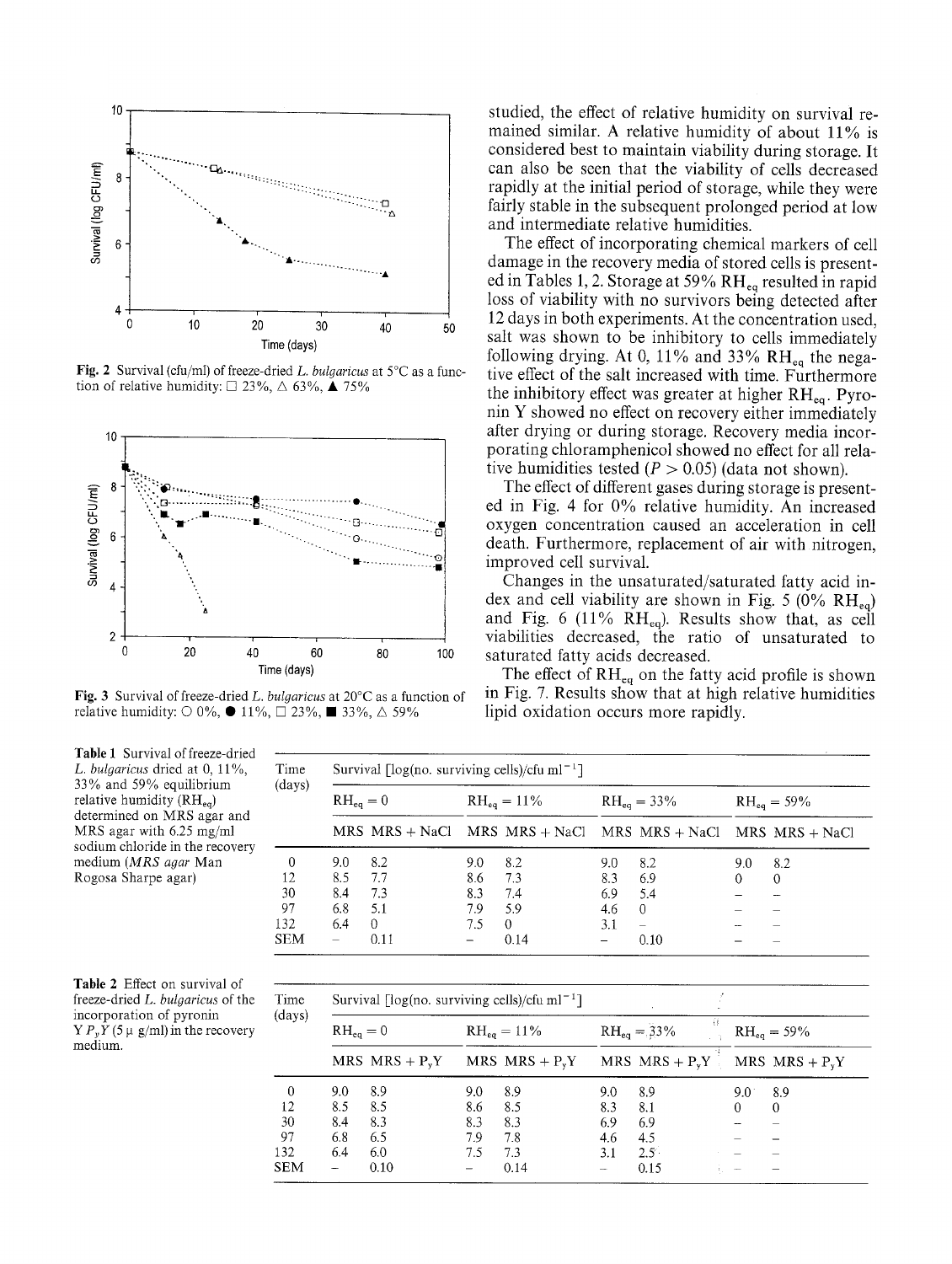Fig. 2 Survival (cfu/ml) of freeze-dried *L. bulgaricus* at 5°C as a function of relative humidity: □ 23%, △ 63%, ▲ 75%

Fig. 3 Survival of freeze-dried *L. bulgaricus* at 20°C as a function of relative humidity: ○ 0%, ● 11%, □ 23%, ■ 33%, △ 59%

studied, the effect of relative humidity on survival remained similar. A relative humidity of about 11% is considered best to maintain viability during storage. It can also be seen that the viability of cells decreased rapidly at the initial period of storage, while they were fairly stable in the subsequent prolonged period at low and intermediate relative humidities.

The effect of incorporating chemical markers of cell damage in the recovery media of stored cells is presented in Tables 1, 2. Storage at 59% $RH_{eq}$ resulted in rapid loss of viability with no survivors being detected after 12 days in both experiments. At the concentration used, salt was shown to be inhibitory to cells immediately following drying. At 0, 11% and 33% $RH_{eq}$ the negative effect of the salt increased with time. Furthermore the inhibitory effect was greater at higher $RH_{eq}$. Pyronin Y showed no effect on recovery either immediately after drying or during storage. Recovery media incorporating chloramphenicol showed no effect for all relative humidities tested ($P > 0.05$) (data not shown).

The effect of different gases during storage is presented in Fig. 4 for 0% relative humidity. An increased oxygen concentration caused an acceleration in cell death. Furthermore, replacement of air with nitrogen, improved cell survival.

Changes in the unsaturated/saturated fatty acid index and cell viability are shown in Fig. 5 (0% $RH_{eq}$) and Fig. 6 (11% $RH_{eq}$). Results show that, as cell viabilities decreased, the ratio of unsaturated to saturated fatty acids decreased.

The effect of $RH_{eq}$ on the fatty acid profile is shown in Fig. 7. Results show that at high relative humidities lipid oxidation occurs more rapidly.

**Table 1** Survival of freeze-dried *L. bulgaricus* dried at 0, 11%, 33% and 59% equilibrium relative humidity ($RH_{eq}$) determined on MRS agar and MRS agar with 6.25 mg/ml sodium chloride in the recovery medium (*MRS agar* Man Rogosa Sharpe agar)

| Time (days) | Survival [log(no. surviving cells)/cfu $ml^{-1}$] | | | | | | | |
|---|---|---|---|---|---|---|---|---|
| | $RH_{eq} = 0$ | | $RH_{eq} = 11\%$ | | $RH_{eq} = 33\%$ | | $RH_{eq} = 59\%$ | |
| | MRS | MRS + NaCl | MRS | MRS + NaCl | MRS | MRS + NaCl | MRS | MRS + NaCl |
| 0 | 9.0 | 8.2 | 9.0 | 8.2 | 9.0 | 8.2 | 9.0 | 8.2 |
| 12 | 8.5 | 7.7 | 8.6 | 7.3 | 8.3 | 6.9 | 0 | 0 |
| 30 | 8.4 | 7.3 | 8.3 | 7.4 | 6.9 | 5.4 | – | – |
| 97 | 6.8 | 5.1 | 7.9 | 5.9 | 4.6 | 0 | – | – |
| 132 | 6.4 | 0 | 7.5 | 0 | 3.1 | – | – | – |
| SEM | – | 0.11 | – | 0.14 | – | 0.10 | – | – |

**Table 2** Effect on survival of freeze-dried *L. bulgaricus* of the incorporation of pyronin Y $P_yY$ (5 μ g/ml) in the recovery medium.

| Time (days) | Survival [log(no. surviving cells)/cfu $ml^{-1}$] | | | | | | | |
|---|---|---|---|---|---|---|---|---|
| | $RH_{eq} = 0$ | | $RH_{eq} = 11\%$ | | $RH_{eq} = 33\%$ | | $RH_{eq} = 59\%$ | |
| | MRS | MRS + $P_yY$ | MRS | MRS + $P_yY$ | MRS | MRS + $P_yY$ | MRS | MRS + $P_yY$ |
| 0 | 9.0 | 8.9 | 9.0 | 8.9 | 9.0 | 8.9 | 9.0 | 8.9 |
| 12 | 8.5 | 8.5 | 8.6 | 8.5 | 8.3 | 8.1 | 0 | 0 |
| 30 | 8.4 | 8.3 | 8.3 | 8.3 | 6.9 | 6.9 | – | – |
| 97 | 6.8 | 6.5 | 7.9 | 7.8 | 4.6 | 4.5 | – | – |
| 132 | 6.4 | 6.0 | 7.5 | 7.3 | 3.1 | 2.5 | – | – |
| SEM | – | 0.10 | – | 0.14 | – | 0.15 | – | – |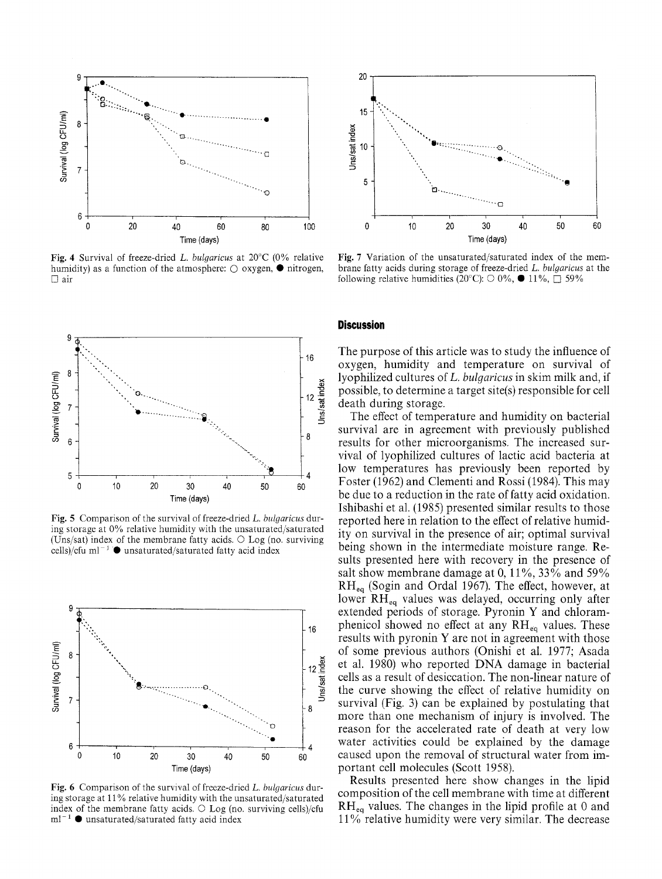Fig. 4 Survival of freeze-dried *L. bulgaricus* at 20°C (0% relative humidity) as a function of the atmosphere: ○ oxygen, ● nitrogen, □ air

Fig. 5 Comparison of the survival of freeze-dried *L. bulgaricus* during storage at 0% relative humidity with the unsaturated/saturated (Uns/sat) index of the membrane fatty acids. ○ Log (no. surviving cells)/cfu ml$^{-1}$ ● unsaturated/saturated fatty acid index

Fig. 6 Comparison of the survival of freeze-dried *L. bulgaricus* during storage at 11% relative humidity with the unsaturated/saturated index of the membrane fatty acids. ○ Log (no. surviving cells)/cfu ml$^{-1}$ ● unsaturated/saturated fatty acid index

Fig. 7 Variation of the unsaturated/saturated index of the membrane fatty acids during storage of freeze-dried *L. bulgaricus* at the following relative humidities (20°C): ○ 0%, ● 11%, □ 59%

## Discussion

The purpose of this article was to study the influence of oxygen, humidity and temperature on survival of lyophilized cultures of *L. bulgaricus* in skim milk and, if possible, to determine a target site(s) responsible for cell death during storage.

The effect of temperature and humidity on bacterial survival are in agreement with previously published results for other microorganisms. The increased survival of lyophilized cultures of lactic acid bacteria at low temperatures has previously been reported by Foster (1962) and Clementi and Rossi (1984). This may be due to a reduction in the rate of fatty acid oxidation. Ishibashi et al. (1985) presented similar results to those reported here in relation to the effect of relative humidity on survival in the presence of air; optimal survival being shown in the intermediate moisture range. Results presented here with recovery in the presence of salt show membrane damage at 0, 11%, 33% and 59% $RH_{eq}$ (Sogin and Ordal 1967). The effect, however, at lower $RH_{eq}$ values was delayed, occurring only after extended periods of storage. Pyronin Y and chloramphenicol showed no effect at any $RH_{eq}$ values. These results with pyronin Y are not in agreement with those of some previous authors (Onishi et al. 1977; Asada et al. 1980) who reported DNA damage in bacterial cells as a result of desiccation. The non-linear nature of the curve showing the effect of relative humidity on survival (Fig. 3) can be explained by postulating that more than one mechanism of injury is involved. The reason for the accelerated rate of death at very low water activities could be explained by the damage caused upon the removal of structural water from important cell molecules (Scott 1958).

Results presented here show changes in the lipid composition of the cell membrane with time at different $RH_{eq}$ values. The changes in the lipid profile at 0 and 11% relative humidity were very similar. The decrease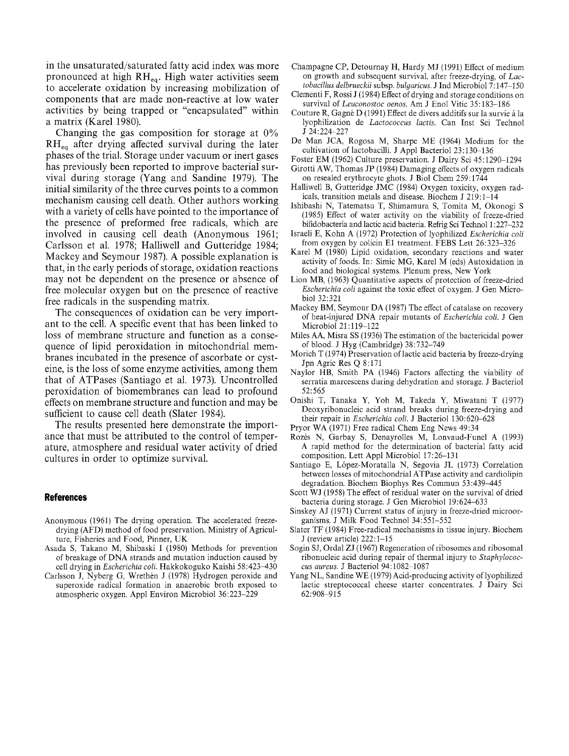in the unsaturated/saturated fatty acid index was more pronounced at high $RH_{eq}$. High water activities seem to accelerate oxidation by increasing mobilization of components that are made non-reactive at low water activities by being trapped or "encapsulated" within a matrix (Karel 1980).

Changing the gas composition for storage at 0% $RH_{eq}$ after drying affected survival during the later phases of the trial. Storage under vacuum or inert gases has previously been reported to improve bacterial survival during storage (Yang and Sandine 1979). The initial similarity of the three curves points to a common mechanism causing cell death. Other authors working with a variety of cells have pointed to the importance of the presence of preformed free radicals, which are involved in causing cell death (Anonymous 1961; Carlsson et al. 1978; Halliwell and Gutteridge 1984; Mackey and Seymour 1987). A possible explanation is that, in the early periods of storage, oxidation reactions may not be dependent on the presence or absence of free molecular oxygen but on the presence of reactive free radicals in the suspending matrix.

The consequences of oxidation can be very important to the cell. A specific event that has been linked to loss of membrane structure and function as a consequence of lipid peroxidation in mitochondrial membranes incubated in the presence of ascorbate or cysteine, is the loss of some enzyme activities, among them that of ATPases (Santiago et al. 1973). Uncontrolled peroxidation of biomembranes can lead to profound effects on membrane structure and function and may be sufficient to cause cell death (Slater 1984).

The results presented here demonstrate the importance that must be attributed to the control of temperature, atmosphere and residual water activity of dried cultures in order to optimize survival.

## References

Anonymous (1961) The drying operation. The accelerated freeze-drying (AFD) method of food preservation. Ministry of Agriculture, Fisheries and Food, Pinner, UK

Asada S, Takano M, Shibaski I (1980) Methods for prevention of breakage of DNA strands and mutation induction caused by cell drying in *Escherichia coli*. Hakkokoguko Kaishi 58:423–430

Carlsson J, Nyberg G, Wrethén J (1978) Hydrogen peroxide and superoxide radical formation in anaerobic broth exposed to atmospheric oxygen. Appl Environ Microbiol 36:223–229

Champagne CP, Detournay H, Hardy MJ (1991) Effect of medium on growth and subsequent survival, after freeze-drying, of *Lactobacillus delbrueckii* subsp. *bulgaricus*. J Ind Microbiol 7:147–150

Clementi F, Rossi J (1984) Effect of drying and storage conditions on survival of *Leuconostoc oenos*. Am J Enol Vitic 35:183–186

Couture R, Gagné D (1991) Effect de divers additifs sur la survie à la lyophilization de *Lactococcus lactis*. Can Inst Sci Technol J 24:224–227

De Man JCA, Rogosa M, Sharpe ME (1964) Medium for the cultivation of lactobacilli. J Appl Bacteriol 23:130–136

Foster EM (1962) Culture preservation. J Dairy Sci 45:1290–1294

Girotti AW, Thomas JP (1984) Damaging effects of oxygen radicals on resealed erythrocyte ghots. J Biol Chem 259:1744

Halliwell B, Gutteridge JMC (1984) Oxygen toxicity, oxygen radicals, transition metals and disease. Biochem J 219:1–14

Ishibashi N, Tatematsu T, Shimamura S, Tomita M, Okonogi S (1985) Effect of water activity on the viability of freeze-dried bifidobacteria and lactic acid bacteria. Refrig Sci Technol 1:227–232

Israeli E, Kohn A (1972) Protection of lyophilized *Escherichia coli* from oxygen by colicin E1 treatment. FEBS Lett 26:323–326

Karel M (1980) Lipid oxidation, secondary reactions and water activity of foods. In: Simic MG, Karel M (eds) Autoxidation in food and biological systems. Plenum press, New York

Lion MB, (1963) Quantitative aspects of protection of freeze-dried *Escherichia coli* against the toxic effect of oxygen. J Gen Microbiol 32:321

Mackey BM, Seymour DA (1987) The effect of catalase on recovery of heat-injured DNA repair mutants of *Escherichia coli*. J Gen Microbiol 21:119–122

Miles AA, Misra SS (1936) The estimation of the bactericidal power of blood. J Hyg (Cambridge) 38:732–749

Morich T (1974) Preservation of lactic acid bacteria by freeze-drying Jpn Agric Res Q 8:171

Naylor HB, Smith PA (1946) Factors affecting the viability of serratia marcescens during dehydration and storage. J Bacteriol 52:565

Onishi T, Tanaka Y, Yoh M, Takeda Y, Miwatani T (1977) Deoxyribonucleic acid strand breaks during freeze-drying and their repair in *Escherichia coli*. J Bacteriol 130:620–628

Pryor WA (1971) Free radical Chem Eng News 49:34

Rozès N, Garbay S, Denayrolles M, Lonvaud-Funel A (1993) A rapid method for the determination of bacterial fatty acid composition. Lett Appl Microbiol 17:26–131

Santiago E, López-Moratalla N, Segovia JL (1973) Correlation between losses of mitochondrial ATPase activity and cardiolipin degradation. Biochem Biophys Res Commun 53:439–445

Scott WJ (1958) The effect of residual water on the survival of dried bacteria during storage. J Gen Microbiol 19:624–633

Sinskey AJ (1971) Current status of injury in freeze-dried microorganisms. J Milk Food Technol 34:551–552

Slater TF (1984) Free-radical mechanisms in tissue injury. Biochem J (review article) 222:1–15

Sogin SJ, Ordal ZJ (1967) Regeneration of ribosomes and ribosomal ribonucleic acid during repair of thermal injury to *Staphylococcus aureus*. J Bacteriol 94:1082–1087

Yang NL, Sandine WE (1979) Acid-producing activity of lyophilized lactic streptococcal cheese starter concentrates. J Dairy Sci 62:908–915